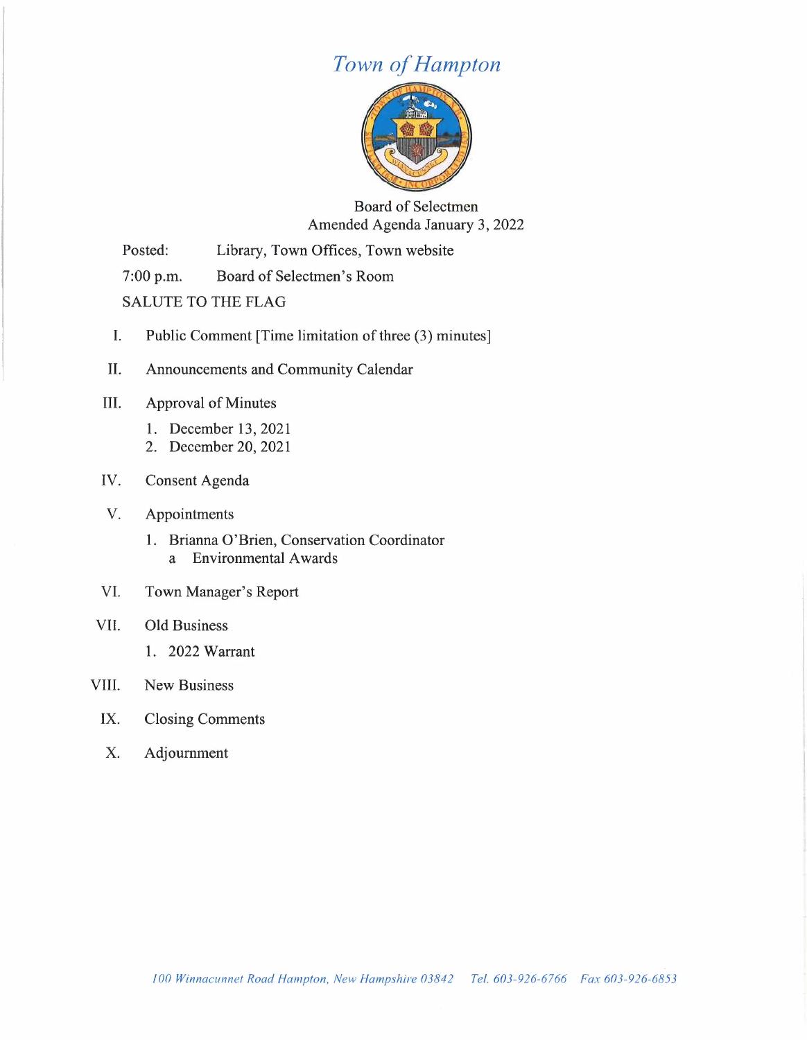# *Town of Hampton*

Board of Selectmen
Amended Agenda January 3, 2022

Posted: Library, Town Offices, Town website

7:00 p.m. Board of Selectmen's Room

SALUTE TO THE FLAG

I. Public Comment [Time limitation of three (3) minutes]

II. Announcements and Community Calendar

III. Approval of Minutes
   1. December 13, 2021
   2. December 20, 2021

IV. Consent Agenda

V. Appointments
   1. Brianna O'Brien, Conservation Coordinator
      a Environmental Awards

VI. Town Manager's Report

VII. Old Business
   1. 2022 Warrant

VIII. New Business

IX. Closing Comments

X. Adjournment

*100 Winnacunnet Road Hampton, New Hampshire 03842 Tel. 603-926-6766 Fax 603-926-6853*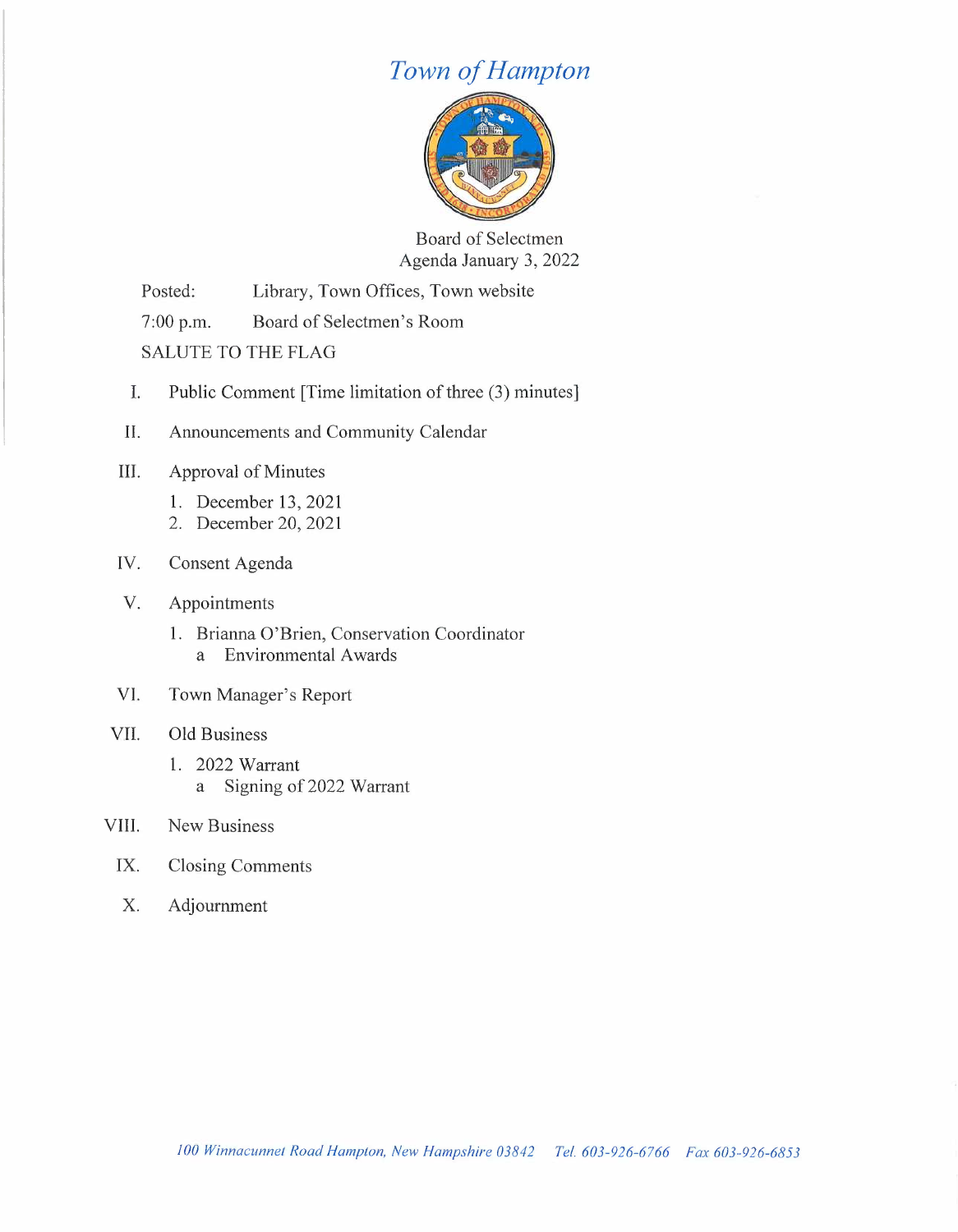# *Town of Hampton*

Board of Selectmen
Agenda January 3, 2022

Posted: Library, Town Offices, Town website

7:00 p.m. Board of Selectmen's Room

SALUTE TO THE FLAG

I. Public Comment [Time limitation of three (3) minutes]

II. Announcements and Community Calendar

III. Approval of Minutes
   1. December 13, 2021
   2. December 20, 2021

IV. Consent Agenda

V. Appointments
   1. Brianna O'Brien, Conservation Coordinator
      a Environmental Awards

VI. Town Manager's Report

VII. Old Business
   1. 2022 Warrant
      a Signing of 2022 Warrant

VIII. New Business

IX. Closing Comments

X. Adjournment

*100 Winnacunnet Road Hampton, New Hampshire 03842 Tel. 603-926-6766 Fax 603-926-6853*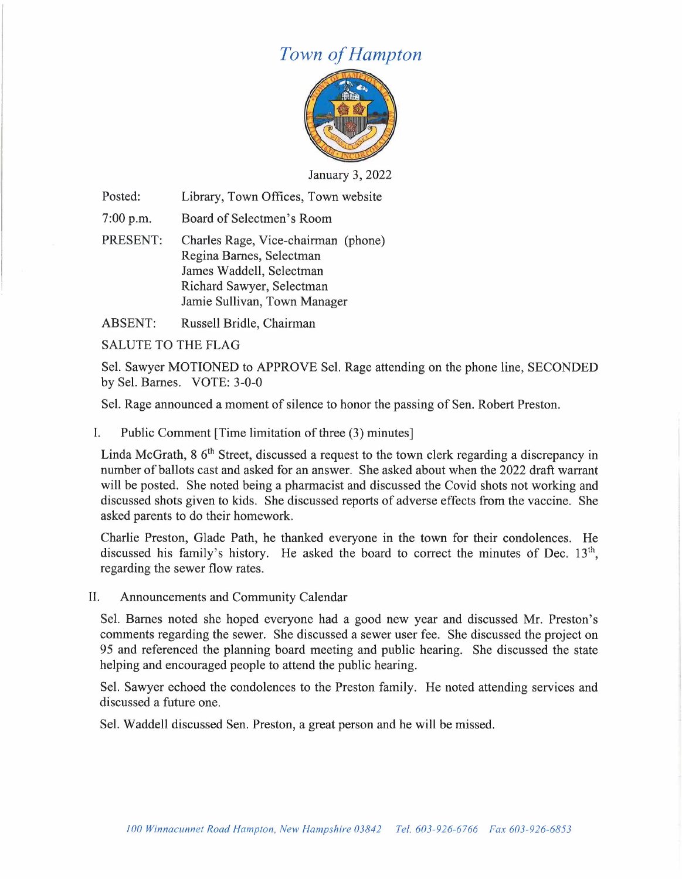# *Town of Hampton*

January 3, 2022

| | |
|---|---|
| Posted: | Library, Town Offices, Town website |
| 7:00 p.m. | Board of Selectmen's Room |
| PRESENT: | Charles Rage, Vice-chairman (phone)<br>Regina Barnes, Selectman<br>James Waddell, Selectman<br>Richard Sawyer, Selectman<br>Jamie Sullivan, Town Manager |
| ABSENT: | Russell Bridle, Chairman |

SALUTE TO THE FLAG

Sel. Sawyer MOTIONED to APPROVE Sel. Rage attending on the phone line, SECONDED by Sel. Barnes. VOTE: 3-0-0

Sel. Rage announced a moment of silence to honor the passing of Sen. Robert Preston.

I. Public Comment [Time limitation of three (3) minutes]

Linda McGrath, 8 6th Street, discussed a request to the town clerk regarding a discrepancy in number of ballots cast and asked for an answer. She asked about when the 2022 draft warrant will be posted. She noted being a pharmacist and discussed the Covid shots not working and discussed shots given to kids. She discussed reports of adverse effects from the vaccine. She asked parents to do their homework.

Charlie Preston, Glade Path, he thanked everyone in the town for their condolences. He discussed his family's history. He asked the board to correct the minutes of Dec. 13th, regarding the sewer flow rates.

II. Announcements and Community Calendar

Sel. Barnes noted she hoped everyone had a good new year and discussed Mr. Preston's comments regarding the sewer. She discussed a sewer user fee. She discussed the project on 95 and referenced the planning board meeting and public hearing. She discussed the state helping and encouraged people to attend the public hearing.

Sel. Sawyer echoed the condolences to the Preston family. He noted attending services and discussed a future one.

Sel. Waddell discussed Sen. Preston, a great person and he will be missed.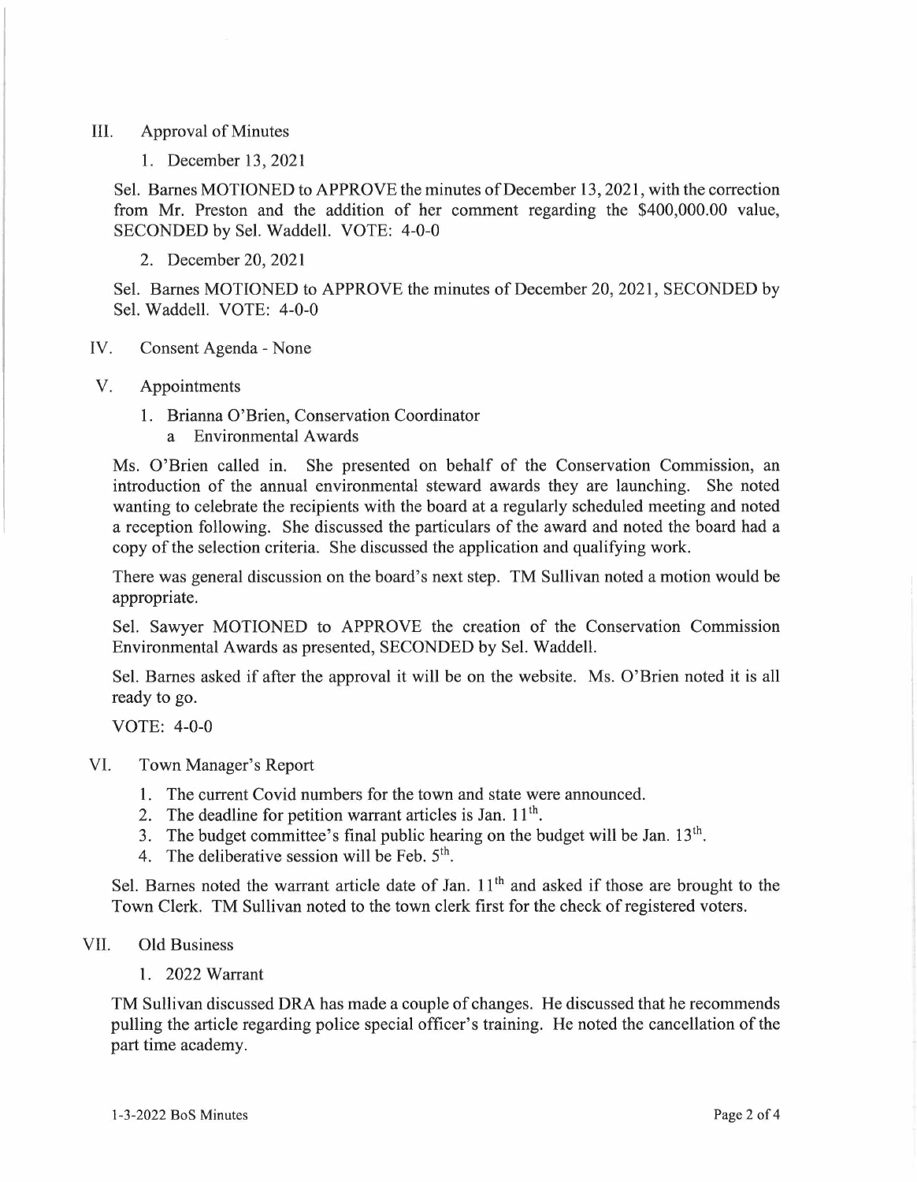## III. Approval of Minutes

1. December 13, 2021

Sel. Barnes MOTIONED to APPROVE the minutes of December 13, 2021, with the correction from Mr. Preston and the addition of her comment regarding the $400,000.00 value, SECONDED by Sel. Waddell. VOTE: 4-0-0

2. December 20, 2021

Sel. Barnes MOTIONED to APPROVE the minutes of December 20, 2021, SECONDED by Sel. Waddell. VOTE: 4-0-0

## IV. Consent Agenda - None

## V. Appointments

1. Brianna O'Brien, Conservation Coordinator
   a. Environmental Awards

Ms. O'Brien called in. She presented on behalf of the Conservation Commission, an introduction of the annual environmental steward awards they are launching. She noted wanting to celebrate the recipients with the board at a regularly scheduled meeting and noted a reception following. She discussed the particulars of the award and noted the board had a copy of the selection criteria. She discussed the application and qualifying work.

There was general discussion on the board's next step. TM Sullivan noted a motion would be appropriate.

Sel. Sawyer MOTIONED to APPROVE the creation of the Conservation Commission Environmental Awards as presented, SECONDED by Sel. Waddell.

Sel. Barnes asked if after the approval it will be on the website. Ms. O'Brien noted it is all ready to go.

VOTE: 4-0-0

## VI. Town Manager's Report

1. The current Covid numbers for the town and state were announced.
2. The deadline for petition warrant articles is Jan. 11th.
3. The budget committee's final public hearing on the budget will be Jan. 13th.
4. The deliberative session will be Feb. 5th.

Sel. Barnes noted the warrant article date of Jan. 11th and asked if those are brought to the Town Clerk. TM Sullivan noted to the town clerk first for the check of registered voters.

## VII. Old Business

1. 2022 Warrant

TM Sullivan discussed DRA has made a couple of changes. He discussed that he recommends pulling the article regarding police special officer's training. He noted the cancellation of the part time academy.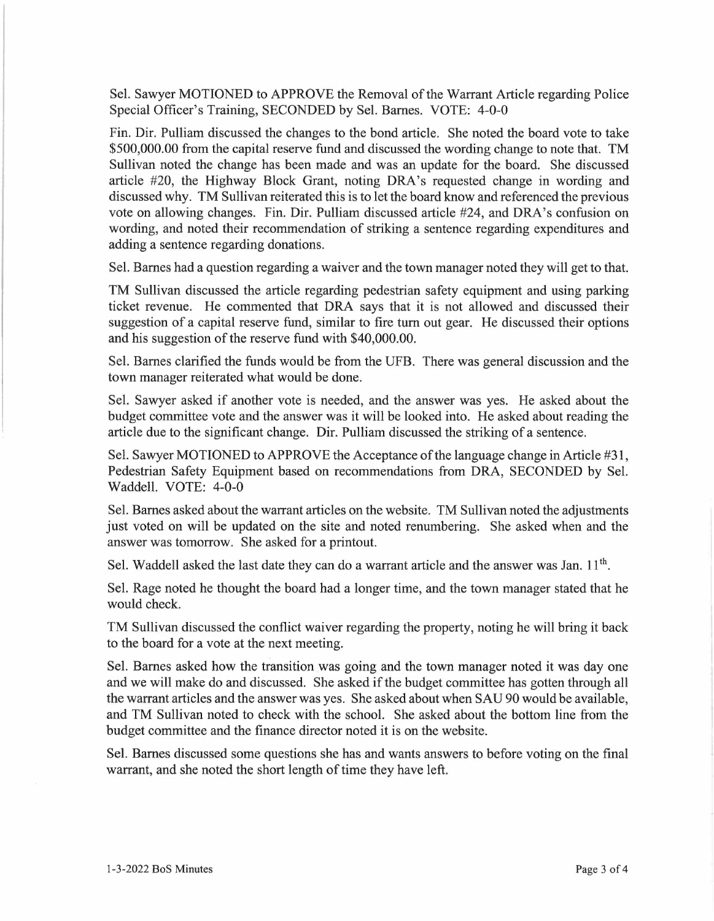Sel. Sawyer MOTIONED to APPROVE the Removal of the Warrant Article regarding Police Special Officer's Training, SECONDED by Sel. Barnes. VOTE: 4-0-0

Fin. Dir. Pulliam discussed the changes to the bond article. She noted the board vote to take $500,000.00 from the capital reserve fund and discussed the wording change to note that. TM Sullivan noted the change has been made and was an update for the board. She discussed article #20, the Highway Block Grant, noting DRA's requested change in wording and discussed why. TM Sullivan reiterated this is to let the board know and referenced the previous vote on allowing changes. Fin. Dir. Pulliam discussed article #24, and DRA's confusion on wording, and noted their recommendation of striking a sentence regarding expenditures and adding a sentence regarding donations.

Sel. Barnes had a question regarding a waiver and the town manager noted they will get to that.

TM Sullivan discussed the article regarding pedestrian safety equipment and using parking ticket revenue. He commented that DRA says that it is not allowed and discussed their suggestion of a capital reserve fund, similar to fire turn out gear. He discussed their options and his suggestion of the reserve fund with $40,000.00.

Sel. Barnes clarified the funds would be from the UFB. There was general discussion and the town manager reiterated what would be done.

Sel. Sawyer asked if another vote is needed, and the answer was yes. He asked about the budget committee vote and the answer was it will be looked into. He asked about reading the article due to the significant change. Dir. Pulliam discussed the striking of a sentence.

Sel. Sawyer MOTIONED to APPROVE the Acceptance of the language change in Article #31, Pedestrian Safety Equipment based on recommendations from DRA, SECONDED by Sel. Waddell. VOTE: 4-0-0

Sel. Barnes asked about the warrant articles on the website. TM Sullivan noted the adjustments just voted on will be updated on the site and noted renumbering. She asked when and the answer was tomorrow. She asked for a printout.

Sel. Waddell asked the last date they can do a warrant article and the answer was Jan. 11th.

Sel. Rage noted he thought the board had a longer time, and the town manager stated that he would check.

TM Sullivan discussed the conflict waiver regarding the property, noting he will bring it back to the board for a vote at the next meeting.

Sel. Barnes asked how the transition was going and the town manager noted it was day one and we will make do and discussed. She asked if the budget committee has gotten through all the warrant articles and the answer was yes. She asked about when SAU 90 would be available, and TM Sullivan noted to check with the school. She asked about the bottom line from the budget committee and the finance director noted it is on the website.

Sel. Barnes discussed some questions she has and wants answers to before voting on the final warrant, and she noted the short length of time they have left.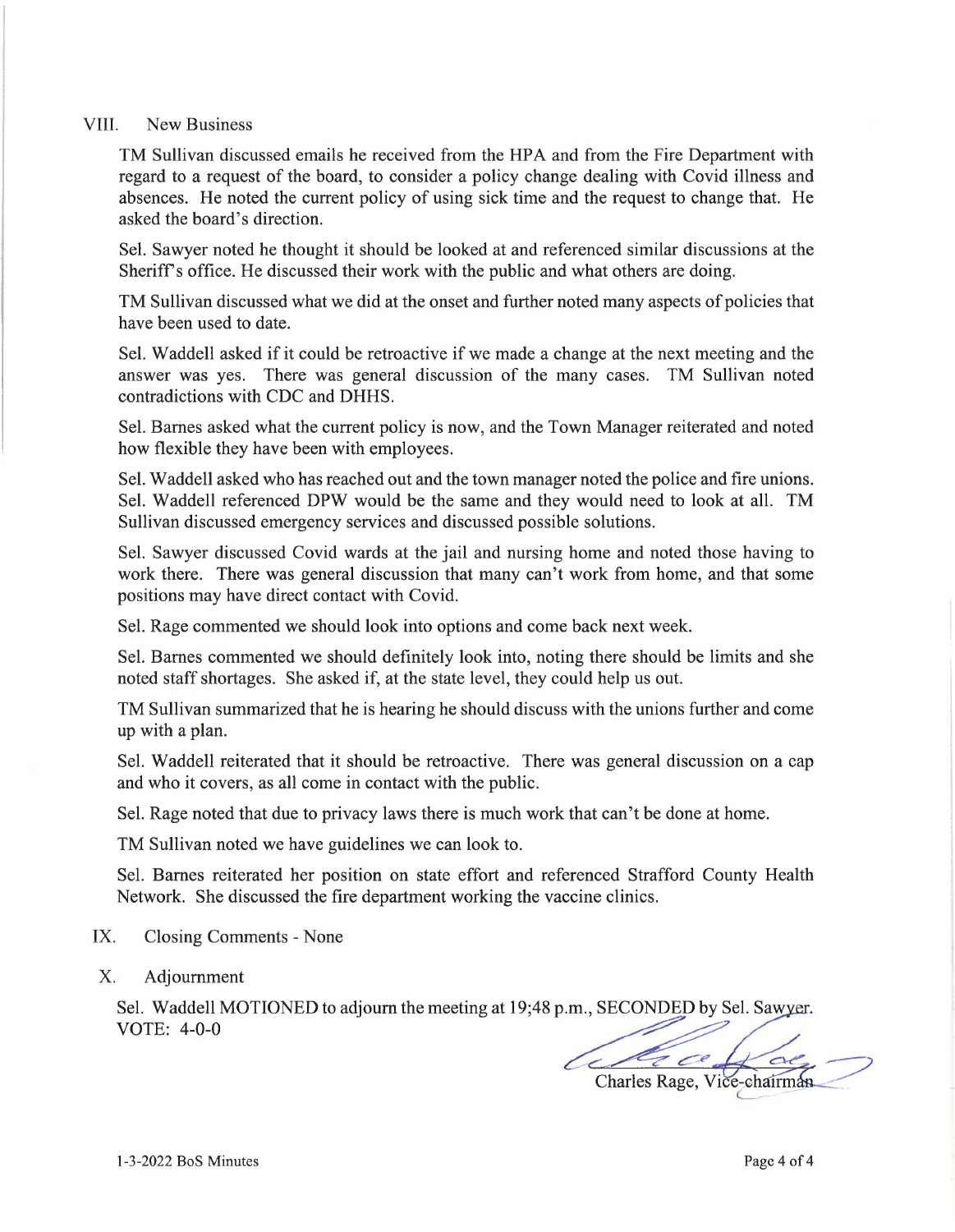VIII. New Business

TM Sullivan discussed emails he received from the HPA and from the Fire Department with regard to a request of the board, to consider a policy change dealing with Covid illness and absences. He noted the current policy of using sick time and the request to change that. He asked the board's direction.

Sel. Sawyer noted he thought it should be looked at and referenced similar discussions at the Sheriff's office. He discussed their work with the public and what others are doing.

TM Sullivan discussed what we did at the onset and further noted many aspects of policies that have been used to date.

Sel. Waddell asked if it could be retroactive if we made a change at the next meeting and the answer was yes. There was general discussion of the many cases. TM Sullivan noted contradictions with CDC and DHHS.

Sel. Barnes asked what the current policy is now, and the Town Manager reiterated and noted how flexible they have been with employees.

Sel. Waddell asked who has reached out and the town manager noted the police and fire unions. Sel. Waddell referenced DPW would be the same and they would need to look at all. TM Sullivan discussed emergency services and discussed possible solutions.

Sel. Sawyer discussed Covid wards at the jail and nursing home and noted those having to work there. There was general discussion that many can't work from home, and that some positions may have direct contact with Covid.

Sel. Rage commented we should look into options and come back next week.

Sel. Barnes commented we should definitely look into, noting there should be limits and she noted staff shortages. She asked if, at the state level, they could help us out.

TM Sullivan summarized that he is hearing he should discuss with the unions further and come up with a plan.

Sel. Waddell reiterated that it should be retroactive. There was general discussion on a cap and who it covers, as all come in contact with the public.

Sel. Rage noted that due to privacy laws there is much work that can't be done at home.

TM Sullivan noted we have guidelines we can look to.

Sel. Barnes reiterated her position on state effort and referenced Strafford County Health Network. She discussed the fire department working the vaccine clinics.

IX. Closing Comments - None

X. Adjournment

Sel. Waddell MOTIONED to adjourn the meeting at 19;48 p.m., SECONDED by Sel. Sawyer. VOTE: 4-0-0

Charles Rage, Vice-chairman